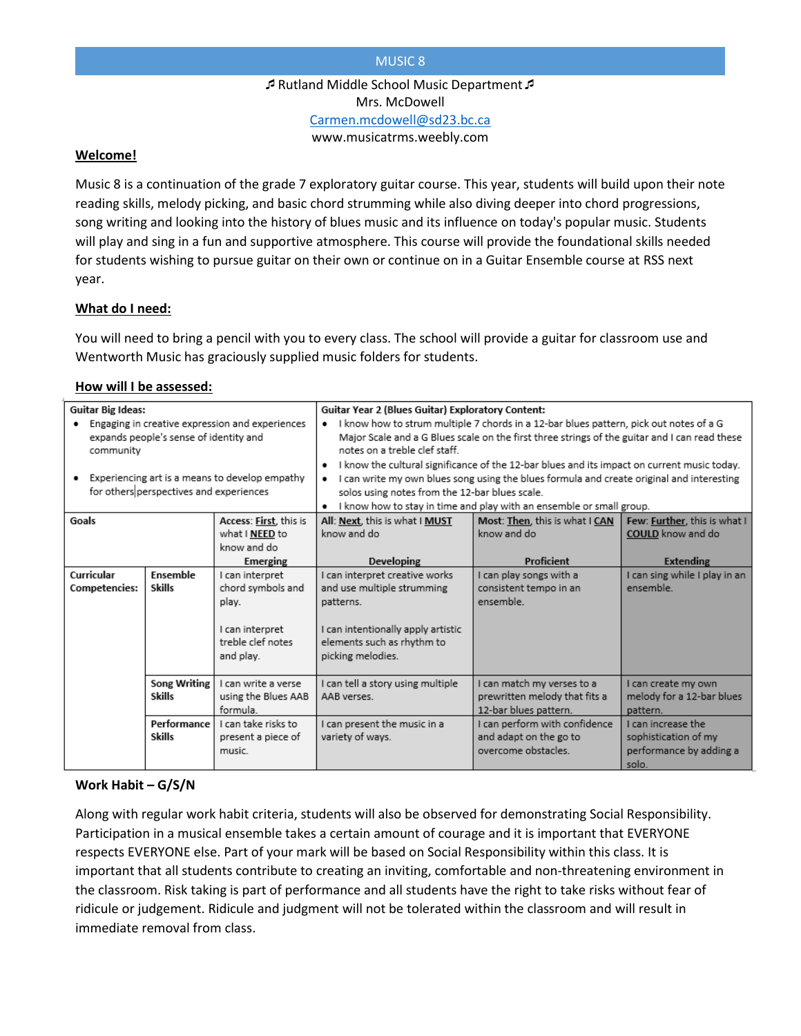# MUSIC 8

♬ Rutland Middle School Music Department ♬
Mrs. McDowell
Carmen.mcdowell@sd23.bc.ca
www.musicatrms.weebly.com

## Welcome!

Music 8 is a continuation of the grade 7 exploratory guitar course. This year, students will build upon their note reading skills, melody picking, and basic chord strumming while also diving deeper into chord progressions, song writing and looking into the history of blues music and its influence on today's popular music. Students will play and sing in a fun and supportive atmosphere. This course will provide the foundational skills needed for students wishing to pursue guitar on their own or continue on in a Guitar Ensemble course at RSS next year.

## What do I need:

You will need to bring a pencil with you to every class. The school will provide a guitar for classroom use and Wentworth Music has graciously supplied music folders for students.

## How will I be assessed:

| **Guitar Big Ideas:**<br>• Engaging in creative expression and experiences expands people's sense of identity and community<br>• Experiencing art is a means to develop empathy for others perspectives and experiences | | | **Guitar Year 2 (Blues Guitar) Exploratory Content:**<br>• I know how to strum multiple 7 chords in a 12-bar blues pattern, pick out notes of a G Major Scale and a G Blues scale on the first three strings of the guitar and I can read these notes on a treble clef staff.<br>• I know the cultural significance of the 12-bar blues and its impact on current music today.<br>• I can write my own blues song using the blues formula and create original and interesting solos using notes from the 12-bar blues scale.<br>• I know how to stay in time and play with an ensemble or small group. | | |
|---|---|---|---|---|---|
| **Goals** | | **Access: First**, this is what I **NEED** to know and do<br>**Emerging** | **All: Next**, this is what I **MUST** know and do<br>**Developing** | **Most: Then**, this is what I **CAN** know and do<br>**Proficient** | **Few: Further**, this is what I **COULD** know and do<br>**Extending** |
| **Curricular Competencies:** | **Ensemble Skills** | I can interpret chord symbols and play.<br><br>I can interpret treble clef notes and play. | I can interpret creative works and use multiple strumming patterns.<br><br>I can intentionally apply artistic elements such as rhythm to picking melodies. | I can play songs with a consistent tempo in an ensemble. | I can sing while I play in an ensemble. |
| | **Song Writing Skills** | I can write a verse using the Blues AAB formula. | I can tell a story using multiple AAB verses. | I can match my verses to a prewritten melody that fits a 12-bar blues pattern. | I can create my own melody for a 12-bar blues pattern. |
| | **Performance Skills** | I can take risks to present a piece of music. | I can present the music in a variety of ways. | I can perform with confidence and adapt on the go to overcome obstacles. | I can increase the sophistication of my performance by adding a solo. |

**Work Habit – G/S/N**

Along with regular work habit criteria, students will also be observed for demonstrating Social Responsibility. Participation in a musical ensemble takes a certain amount of courage and it is important that EVERYONE respects EVERYONE else. Part of your mark will be based on Social Responsibility within this class. It is important that all students contribute to creating an inviting, comfortable and non-threatening environment in the classroom. Risk taking is part of performance and all students have the right to take risks without fear of ridicule or judgement. Ridicule and judgment will not be tolerated within the classroom and will result in immediate removal from class.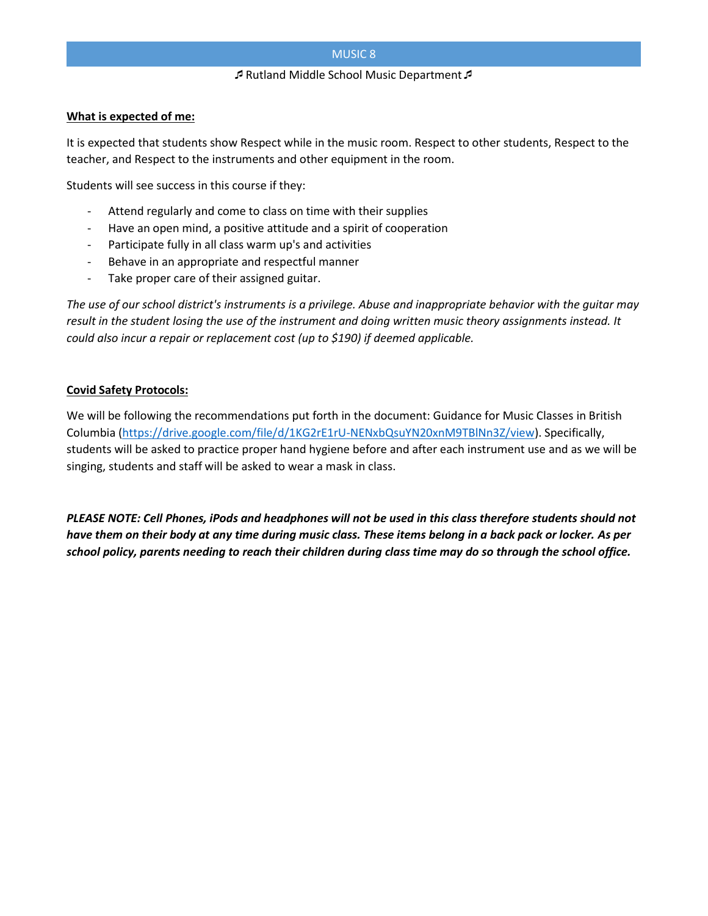MUSIC 8

♬ Rutland Middle School Music Department ♬

**What is expected of me:**

It is expected that students show Respect while in the music room. Respect to other students, Respect to the teacher, and Respect to the instruments and other equipment in the room.

Students will see success in this course if they:

- Attend regularly and come to class on time with their supplies
- Have an open mind, a positive attitude and a spirit of cooperation
- Participate fully in all class warm up's and activities
- Behave in an appropriate and respectful manner
- Take proper care of their assigned guitar.

*The use of our school district's instruments is a privilege. Abuse and inappropriate behavior with the guitar may result in the student losing the use of the instrument and doing written music theory assignments instead. It could also incur a repair or replacement cost (up to $190) if deemed applicable.*

**Covid Safety Protocols:**

We will be following the recommendations put forth in the document: Guidance for Music Classes in British Columbia (https://drive.google.com/file/d/1KG2rE1rU-NENxbQsuYN20xnM9TBlNn3Z/view). Specifically, students will be asked to practice proper hand hygiene before and after each instrument use and as we will be singing, students and staff will be asked to wear a mask in class.

***PLEASE NOTE: Cell Phones, iPods and headphones will not be used in this class therefore students should not have them on their body at any time during music class. These items belong in a back pack or locker. As per school policy, parents needing to reach their children during class time may do so through the school office.***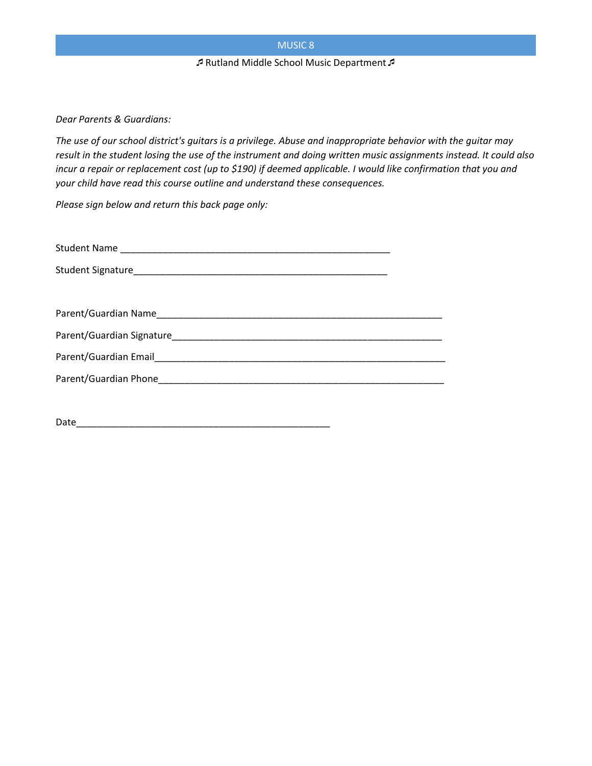MUSIC 8

♬ Rutland Middle School Music Department ♬

*Dear Parents & Guardians:*

*The use of our school district's guitars is a privilege. Abuse and inappropriate behavior with the guitar may result in the student losing the use of the instrument and doing written music assignments instead. It could also incur a repair or replacement cost (up to $190) if deemed applicable. I would like confirmation that you and your child have read this course outline and understand these consequences.*

*Please sign below and return this back page only:*

Student Name ____________________________________________________

Student Signature_________________________________________________

Parent/Guardian Name______________________________________________________

Parent/Guardian Signature___________________________________________________

Parent/Guardian Email_______________________________________________________

Parent/Guardian Phone______________________________________________________

Date_________________________________________________